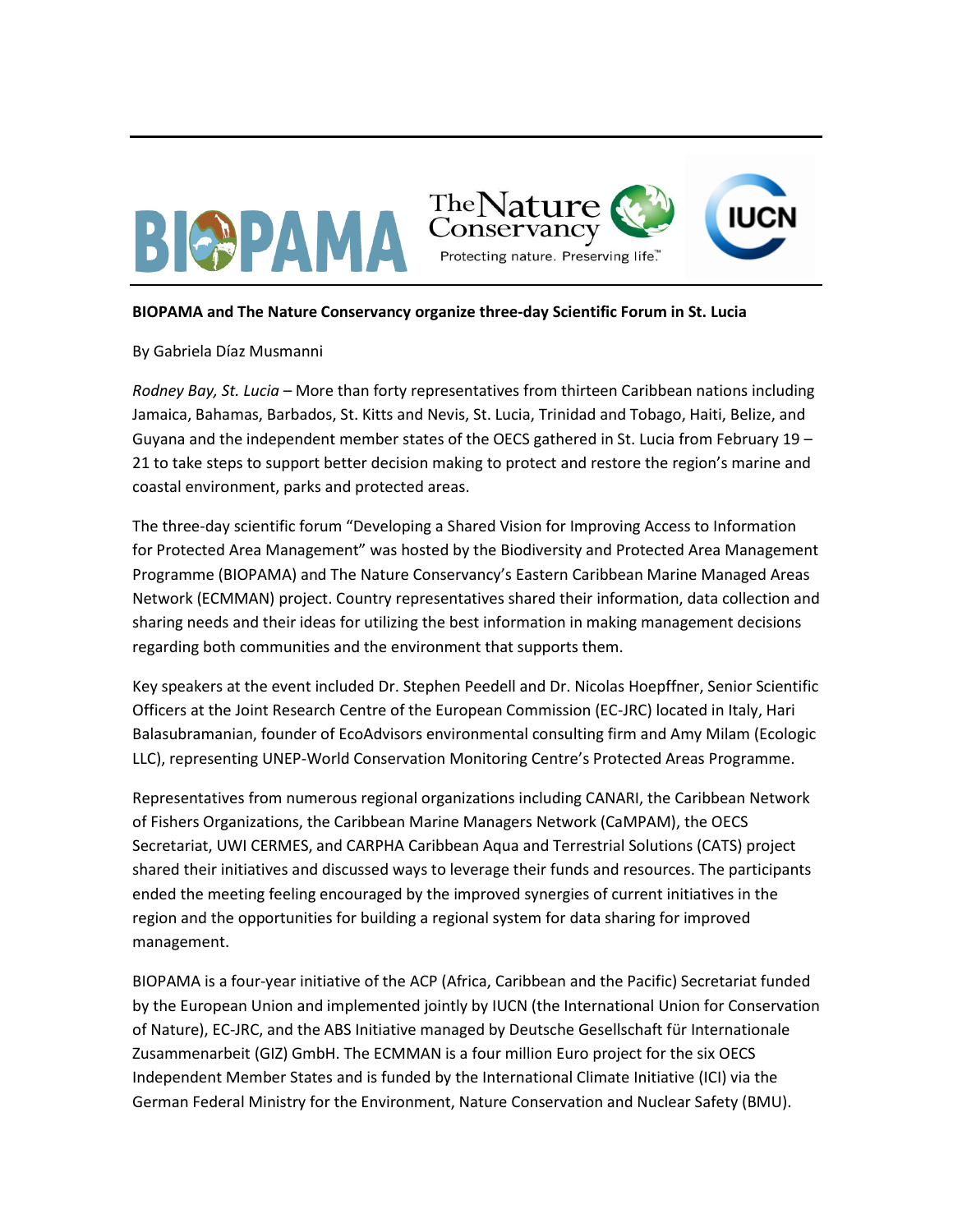**BIOPAMA and The Nature Conservancy organize three-day Scientific Forum in St. Lucia**

By Gabriela Díaz Musmanni

*Rodney Bay, St. Lucia* – More than forty representatives from thirteen Caribbean nations including Jamaica, Bahamas, Barbados, St. Kitts and Nevis, St. Lucia, Trinidad and Tobago, Haiti, Belize, and Guyana and the independent member states of the OECS gathered in St. Lucia from February 19 – 21 to take steps to support better decision making to protect and restore the region's marine and coastal environment, parks and protected areas.

The three-day scientific forum "Developing a Shared Vision for Improving Access to Information for Protected Area Management" was hosted by the Biodiversity and Protected Area Management Programme (BIOPAMA) and The Nature Conservancy's Eastern Caribbean Marine Managed Areas Network (ECMMAN) project. Country representatives shared their information, data collection and sharing needs and their ideas for utilizing the best information in making management decisions regarding both communities and the environment that supports them.

Key speakers at the event included Dr. Stephen Peedell and Dr. Nicolas Hoepffner, Senior Scientific Officers at the Joint Research Centre of the European Commission (EC-JRC) located in Italy, Hari Balasubramanian, founder of EcoAdvisors environmental consulting firm and Amy Milam (Ecologic LLC), representing UNEP-World Conservation Monitoring Centre's Protected Areas Programme.

Representatives from numerous regional organizations including CANARI, the Caribbean Network of Fishers Organizations, the Caribbean Marine Managers Network (CaMPAM), the OECS Secretariat, UWI CERMES, and CARPHA Caribbean Aqua and Terrestrial Solutions (CATS) project shared their initiatives and discussed ways to leverage their funds and resources. The participants ended the meeting feeling encouraged by the improved synergies of current initiatives in the region and the opportunities for building a regional system for data sharing for improved management.

BIOPAMA is a four-year initiative of the ACP (Africa, Caribbean and the Pacific) Secretariat funded by the European Union and implemented jointly by IUCN (the International Union for Conservation of Nature), EC-JRC, and the ABS Initiative managed by Deutsche Gesellschaft für Internationale Zusammenarbeit (GIZ) GmbH. The ECMMAN is a four million Euro project for the six OECS Independent Member States and is funded by the International Climate Initiative (ICI) via the German Federal Ministry for the Environment, Nature Conservation and Nuclear Safety (BMU).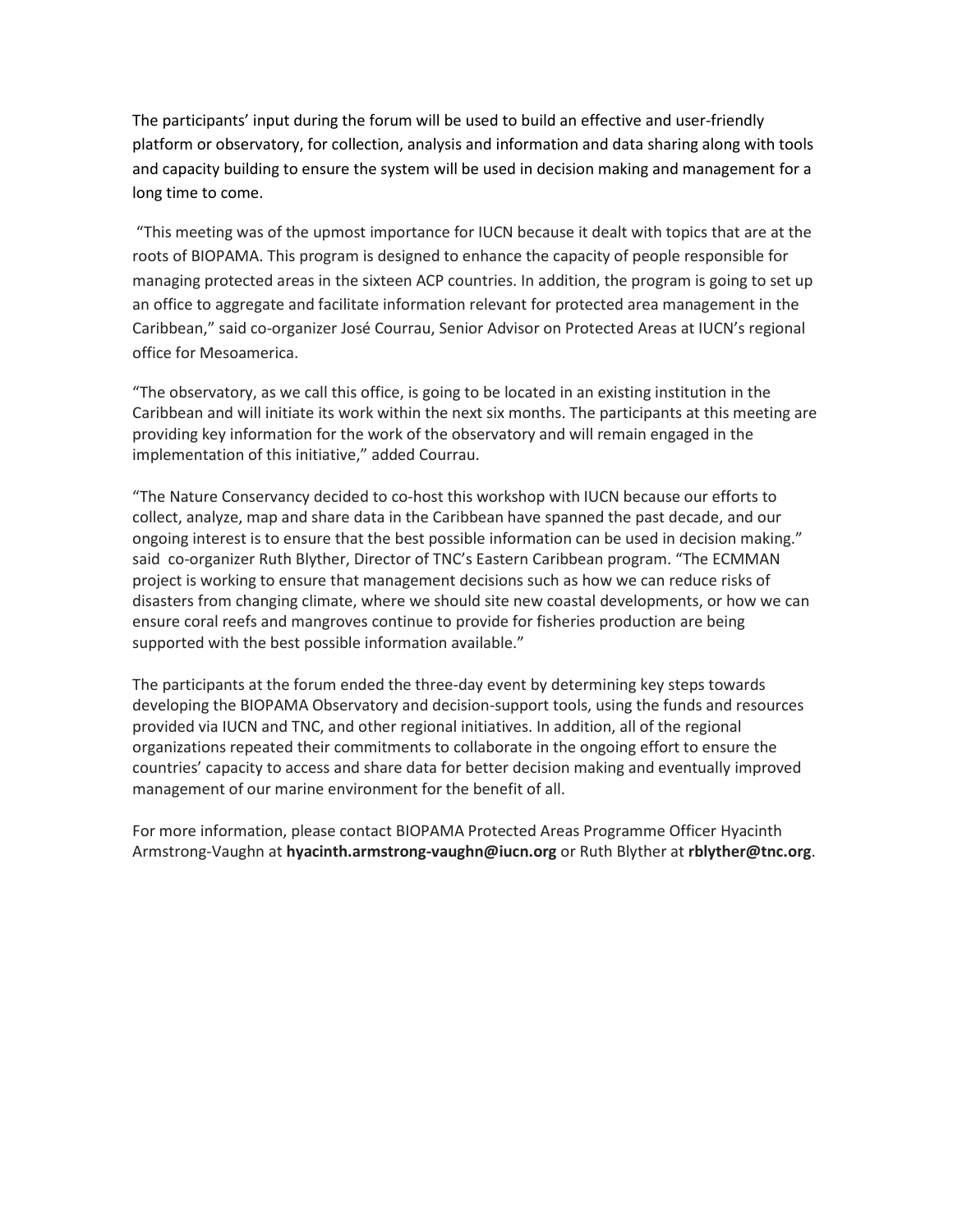The participants' input during the forum will be used to build an effective and user-friendly platform or observatory, for collection, analysis and information and data sharing along with tools and capacity building to ensure the system will be used in decision making and management for a long time to come.

"This meeting was of the upmost importance for IUCN because it dealt with topics that are at the roots of BIOPAMA. This program is designed to enhance the capacity of people responsible for managing protected areas in the sixteen ACP countries. In addition, the program is going to set up an office to aggregate and facilitate information relevant for protected area management in the Caribbean," said co-organizer José Courrau, Senior Advisor on Protected Areas at IUCN's regional office for Mesoamerica.

"The observatory, as we call this office, is going to be located in an existing institution in the Caribbean and will initiate its work within the next six months. The participants at this meeting are providing key information for the work of the observatory and will remain engaged in the implementation of this initiative," added Courrau.

"The Nature Conservancy decided to co-host this workshop with IUCN because our efforts to collect, analyze, map and share data in the Caribbean have spanned the past decade, and our ongoing interest is to ensure that the best possible information can be used in decision making." said co-organizer Ruth Blyther, Director of TNC's Eastern Caribbean program. "The ECMMAN project is working to ensure that management decisions such as how we can reduce risks of disasters from changing climate, where we should site new coastal developments, or how we can ensure coral reefs and mangroves continue to provide for fisheries production are being supported with the best possible information available."

The participants at the forum ended the three-day event by determining key steps towards developing the BIOPAMA Observatory and decision-support tools, using the funds and resources provided via IUCN and TNC, and other regional initiatives. In addition, all of the regional organizations repeated their commitments to collaborate in the ongoing effort to ensure the countries' capacity to access and share data for better decision making and eventually improved management of our marine environment for the benefit of all.

For more information, please contact BIOPAMA Protected Areas Programme Officer Hyacinth Armstrong-Vaughn at **hyacinth.armstrong-vaughn@iucn.org** or Ruth Blyther at **rblyther@tnc.org**.